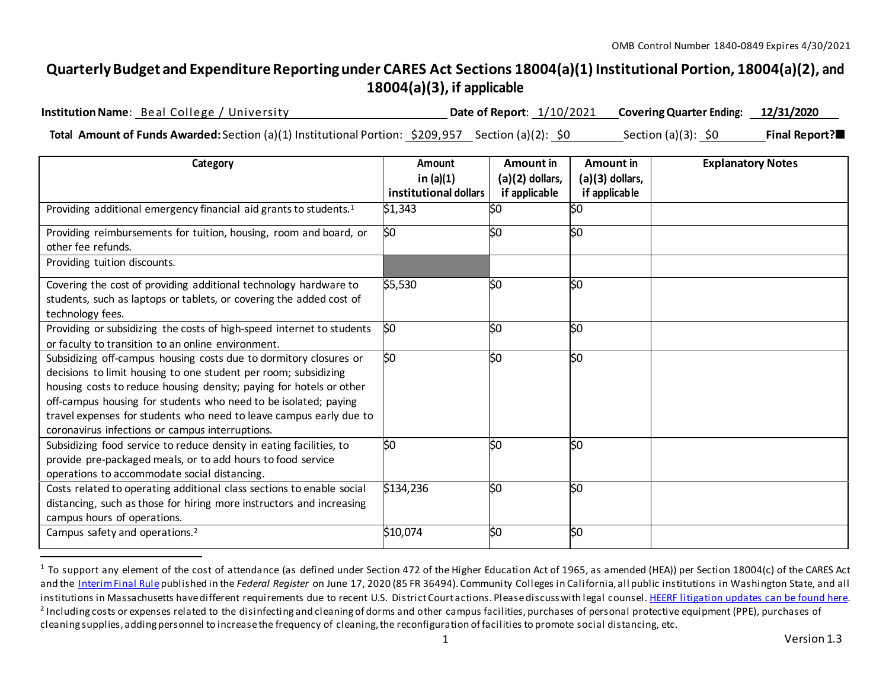OMB Control Number 1840-0849 Expires 4/30/2021

# Quarterly Budget and Expenditure Reporting under CARES Act Sections 18004(a)(1) Institutional Portion, 18004(a)(2), and 18004(a)(3), if applicable

**Institution Name**: Beal College / University **Date of Report**: 1/10/2021 **Covering Quarter Ending:** 12/31/2020

**Total Amount of Funds Awarded:** Section (a)(1) Institutional Portion: $209,957 Section (a)(2): $0 Section (a)(3): $0 **Final Report?** ■

| Category | Amount in (a)(1) institutional dollars | Amount in (a)(2) dollars, if applicable | Amount in (a)(3) dollars, if applicable | Explanatory Notes |
|---|---|---|---|---|
| Providing additional emergency financial aid grants to students.[1] | $1,343 | $0 | $0 | |
| Providing reimbursements for tuition, housing, room and board, or other fee refunds. | $0 | $0 | $0 | |
| Providing tuition discounts. | | | | |
| Covering the cost of providing additional technology hardware to students, such as laptops or tablets, or covering the added cost of technology fees. | $5,530 | $0 | $0 | |
| Providing or subsidizing the costs of high-speed internet to students or faculty to transition to an online environment. | $0 | $0 | $0 | |
| Subsidizing off-campus housing costs due to dormitory closures or decisions to limit housing to one student per room; subsidizing housing costs to reduce housing density; paying for hotels or other off-campus housing for students who need to be isolated; paying travel expenses for students who need to leave campus early due to coronavirus infections or campus interruptions. | $0 | $0 | $0 | |
| Subsidizing food service to reduce density in eating facilities, to provide pre-packaged meals, or to add hours to food service operations to accommodate social distancing. | $0 | $0 | $0 | |
| Costs related to operating additional class sections to enable social distancing, such as those for hiring more instructors and increasing campus hours of operations. | $134,236 | $0 | $0 | |
| Campus safety and operations.[2] | $10,074 | $0 | $0 | |

[1] To support any element of the cost of attendance (as defined under Section 472 of the Higher Education Act of 1965, as amended (HEA)) per Section 18004(c) of the CARES Act and the Interim Final Rule published in the *Federal Register* on June 17, 2020 (85 FR 36494). Community Colleges in California, all public institutions in Washington State, and all institutions in Massachusetts have different requirements due to recent U.S. District Court actions. Please discuss with legal counsel. HEERF litigation updates can be found here.

[2] Including costs or expenses related to the disinfecting and cleaning of dorms and other campus facilities, purchases of personal protective equipment (PPE), purchases of cleaning supplies, adding personnel to increase the frequency of cleaning, the reconfiguration of facilities to promote social distancing, etc.

Version 1.3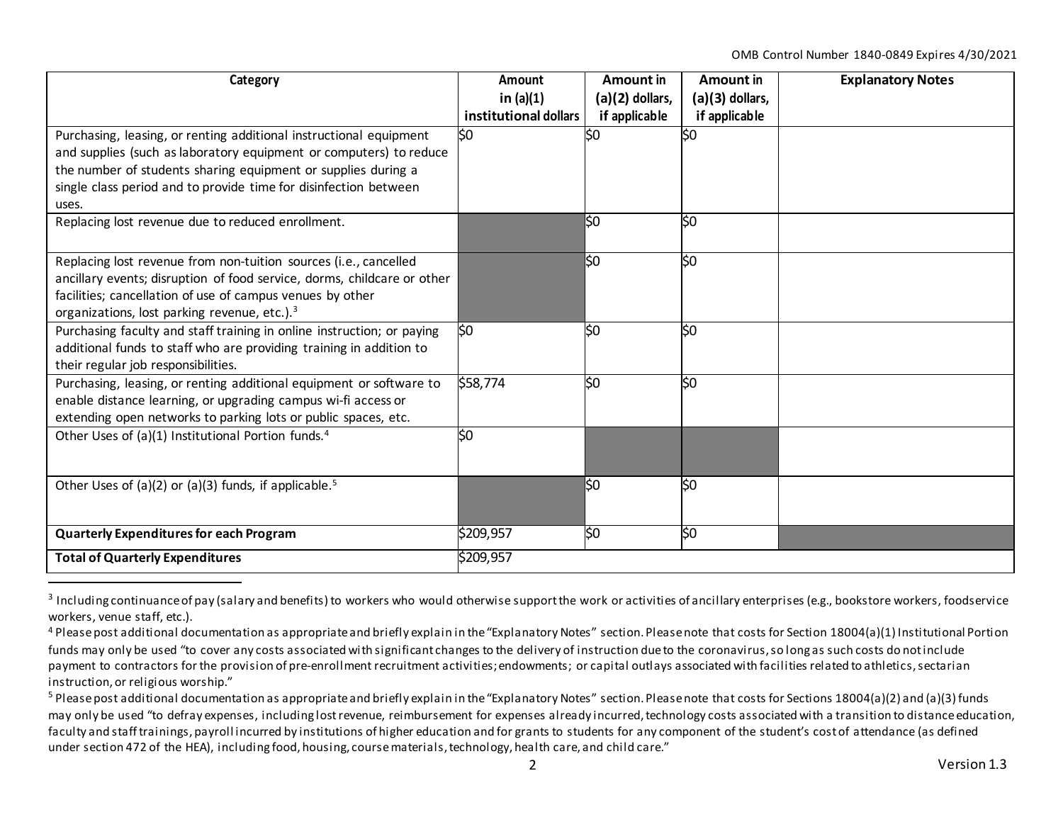| Category | Amount in (a)(1) institutional dollars | Amount in (a)(2) dollars, if applicable | Amount in (a)(3) dollars, if applicable | Explanatory Notes |
|---|---|---|---|---|
| Purchasing, leasing, or renting additional instructional equipment and supplies (such as laboratory equipment or computers) to reduce the number of students sharing equipment or supplies during a single class period and to provide time for disinfection between uses. | $0 | $0 | $0 | |
| Replacing lost revenue due to reduced enrollment. | | $0 | $0 | |
| Replacing lost revenue from non-tuition sources (i.e., cancelled ancillary events; disruption of food service, dorms, childcare or other facilities; cancellation of use of campus venues by other organizations, lost parking revenue, etc.).[3] | | $0 | $0 | |
| Purchasing faculty and staff training in online instruction; or paying additional funds to staff who are providing training in addition to their regular job responsibilities. | $0 | $0 | $0 | |
| Purchasing, leasing, or renting additional equipment or software to enable distance learning, or upgrading campus wi-fi access or extending open networks to parking lots or public spaces, etc. | $58,774 | $0 | $0 | |
| Other Uses of (a)(1) Institutional Portion funds.[4] | $0 | | | |
| Other Uses of (a)(2) or (a)(3) funds, if applicable.[5] | | $0 | $0 | |
| **Quarterly Expenditures for each Program** | $209,957 | $0 | $0 | |
| **Total of Quarterly Expenditures** | $209,957 | | | |

[3] Including continuance of pay (salary and benefits) to workers who would otherwise support the work or activities of ancillary enterprises (e.g., bookstore workers, foodservice workers, venue staff, etc.).

[4] Please post additional documentation as appropriate and briefly explain in the "Explanatory Notes" section. Please note that costs for Section 18004(a)(1) Institutional Portion funds may only be used "to cover any costs associated with significant changes to the delivery of instruction due to the coronavirus, so long as such costs do not include payment to contractors for the provision of pre-enrollment recruitment activities; endowments; or capital outlays associated with facilities related to athletics, sectarian instruction, or religious worship."

[5] Please post additional documentation as appropriate and briefly explain in the "Explanatory Notes" section. Please note that costs for Sections 18004(a)(2) and (a)(3) funds may only be used "to defray expenses, including lost revenue, reimbursement for expenses already incurred, technology costs associated with a transition to distance education, faculty and staff trainings, payroll incurred by institutions of higher education and for grants to students for any component of the student's cost of attendance (as defined under section 472 of the HEA), including food, housing, course materials, technology, health care, and child care."